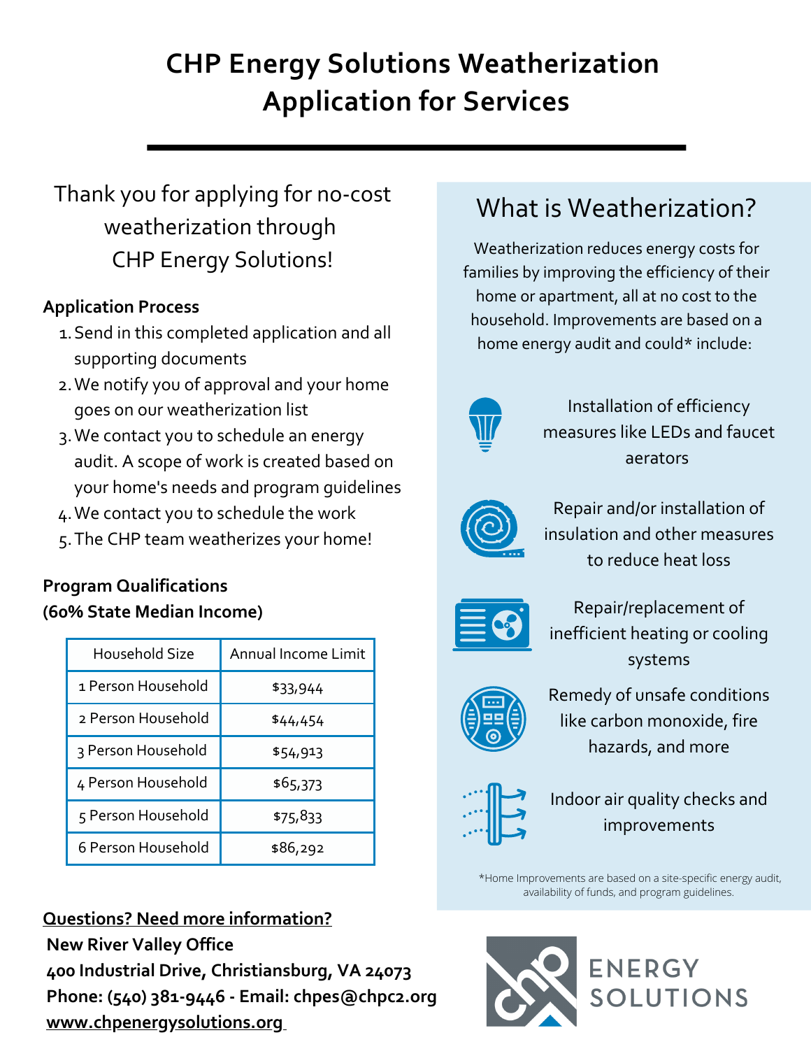# CHP Energy Solutions Weatherization Application for Services

Thank you for applying for no-cost weatherization through CHP Energy Solutions!

**Application Process**

1. Send in this completed application and all supporting documents
2. We notify you of approval and your home goes on our weatherization list
3. We contact you to schedule an energy audit. A scope of work is created based on your home's needs and program guidelines
4. We contact you to schedule the work
5. The CHP team weatherizes your home!

**Program Qualifications (60% State Median Income)**

| Household Size | Annual Income Limit |
| --- | --- |
| 1 Person Household | $33,944 |
| 2 Person Household | $44,454 |
| 3 Person Household | $54,913 |
| 4 Person Household | $65,373 |
| 5 Person Household | $75,833 |
| 6 Person Household | $86,292 |

**Questions? Need more information?**

**New River Valley Office**
**400 Industrial Drive, Christiansburg, VA 24073**
**Phone: (540) 381-9446 - Email: chpes@chpc2.org**
**www.chpenergysolutions.org**

## What is Weatherization?

Weatherization reduces energy costs for families by improving the efficiency of their home or apartment, all at no cost to the household. Improvements are based on a home energy audit and could* include:

- Installation of efficiency measures like LEDs and faucet aerators
- Repair and/or installation of insulation and other measures to reduce heat loss
- Repair/replacement of inefficient heating or cooling systems
- Remedy of unsafe conditions like carbon monoxide, fire hazards, and more
- Indoor air quality checks and improvements

*Home Improvements are based on a site-specific energy audit, availability of funds, and program guidelines.

ENERGY SOLUTIONS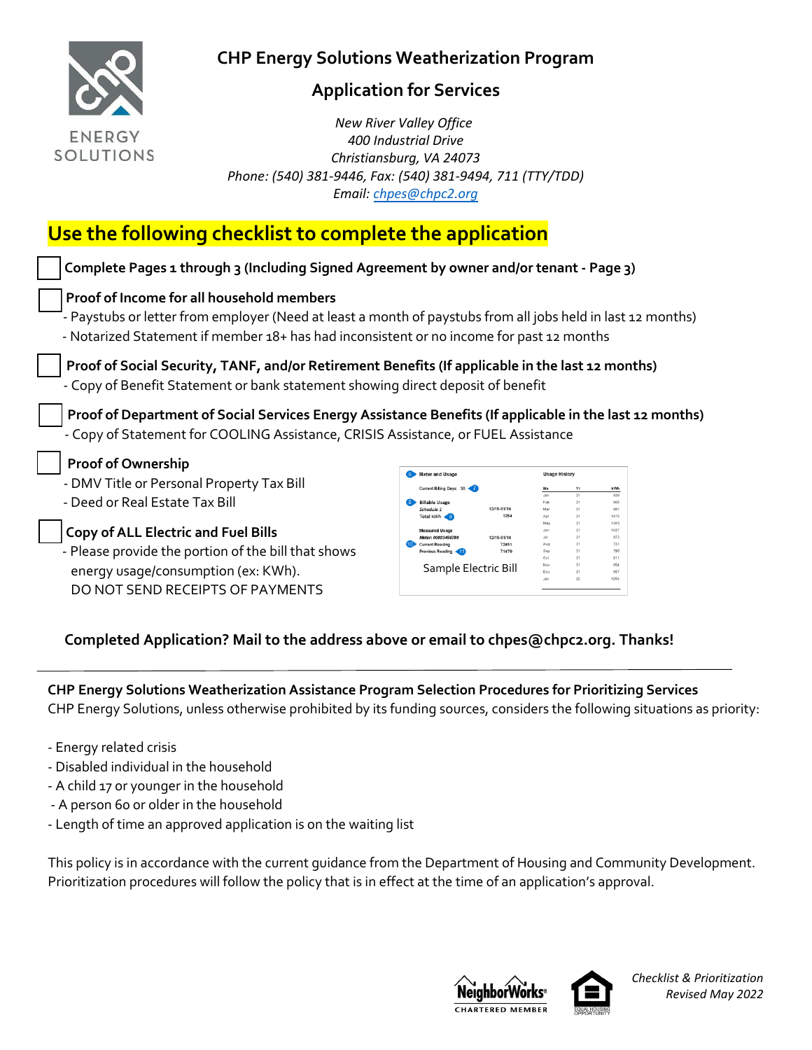# CHP Energy Solutions Weatherization Program

## Application for Services

*New River Valley Office*
*400 Industrial Drive*
*Christiansburg, VA 24073*
*Phone: (540) 381-9446, Fax: (540) 381-9494, 711 (TTY/TDD)*
*Email: chpes@chpc2.org*

## Use the following checklist to complete the application

- [ ] **Complete Pages 1 through 3 (Including Signed Agreement by owner and/or tenant - Page 3)**
- [ ] **Proof of Income for all household members**
  - Paystubs or letter from employer (Need at least a month of paystubs from all jobs held in last 12 months)
  - Notarized Statement if member 18+ has had inconsistent or no income for past 12 months
- [ ] **Proof of Social Security, TANF, and/or Retirement Benefits (If applicable in the last 12 months)**
  - Copy of Benefit Statement or bank statement showing direct deposit of benefit
- [ ] **Proof of Department of Social Services Energy Assistance Benefits (If applicable in the last 12 months)**
  - Copy of Statement for COOLING Assistance, CRISIS Assistance, or FUEL Assistance
- [ ] **Proof of Ownership**
  - DMV Title or Personal Property Tax Bill
  - Deed or Real Estate Tax Bill
- [ ] **Copy of ALL Electric and Fuel Bills**
  - Please provide the portion of the bill that shows energy usage/consumption (ex: KWh). DO NOT SEND RECEIPTS OF PAYMENTS

Sample Electric Bill

**Completed Application? Mail to the address above or email to chpes@chpc2.org. Thanks!**

---

**CHP Energy Solutions Weatherization Assistance Program Selection Procedures for Prioritizing Services**
CHP Energy Solutions, unless otherwise prohibited by its funding sources, considers the following situations as priority:

- Energy related crisis
- Disabled individual in the household
- A child 17 or younger in the household
- A person 60 or older in the household
- Length of time an approved application is on the waiting list

This policy is in accordance with the current guidance from the Department of Housing and Community Development. Prioritization procedures will follow the policy that is in effect at the time of an application's approval.

*Checklist & Prioritization*
*Revised May 2022*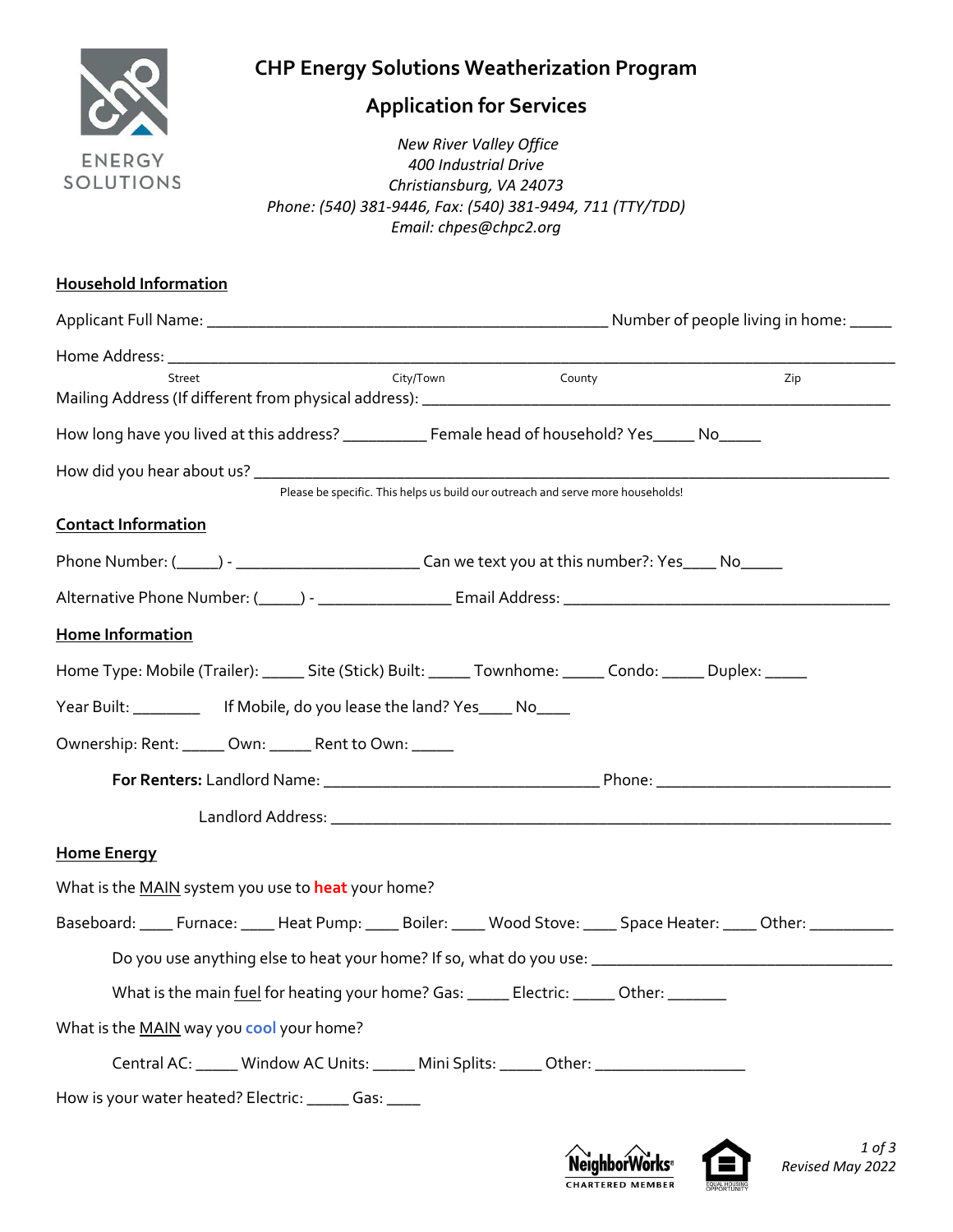# CHP Energy Solutions Weatherization Program

## Application for Services

ENERGY SOLUTIONS

*New River Valley Office*
*400 Industrial Drive*
*Christiansburg, VA 24073*
*Phone: (540) 381-9446, Fax: (540) 381-9494, 711 (TTY/TDD)*
*Email: chpes@chpc2.org*

**Household Information**

Applicant Full Name: ______________________________________________ Number of people living in home: _____

Home Address: ________________________________________________________________________________
Street City/Town County Zip

Mailing Address (If different from physical address): __________________________________________________________

How long have you lived at this address? __________ Female head of household? Yes_____ No_____

How did you hear about us? ___________________________________________________________________________
Please be specific. This helps us build our outreach and serve more households!

**Contact Information**

Phone Number: (_____) - ____________________ Can we text you at this number?: Yes____ No_____

Alternative Phone Number: (_____) - _______________ Email Address: _____________________________________

**Home Information**

Home Type: Mobile (Trailer): _____ Site (Stick) Built: _____ Townhome: _____ Condo: _____ Duplex: _____

Year Built: ________ If Mobile, do you lease the land? Yes____ No____

Ownership: Rent: _____ Own: _____ Rent to Own: _____

**For Renters:** Landlord Name: _______________________________ Phone: ___________________________

Landlord Address: _______________________________________________________________

**Home Energy**

What is the MAIN system you use to **heat** your home?

Baseboard: ____ Furnace: ____ Heat Pump: ____ Boiler: ____ Wood Stove: ____ Space Heater: ____ Other: __________

Do you use anything else to heat your home? If so, what do you use: ___________________________________

What is the main fuel for heating your home? Gas: _____ Electric: _____ Other: _______

What is the MAIN way you **cool** your home?

Central AC: _____ Window AC Units: _____ Mini Splits: _____ Other: _________________

How is your water heated? Electric: _____ Gas: ____

NeighborWorks CHARTERED MEMBER

EQUAL HOUSING OPPORTUNITY

*Revised May 2022*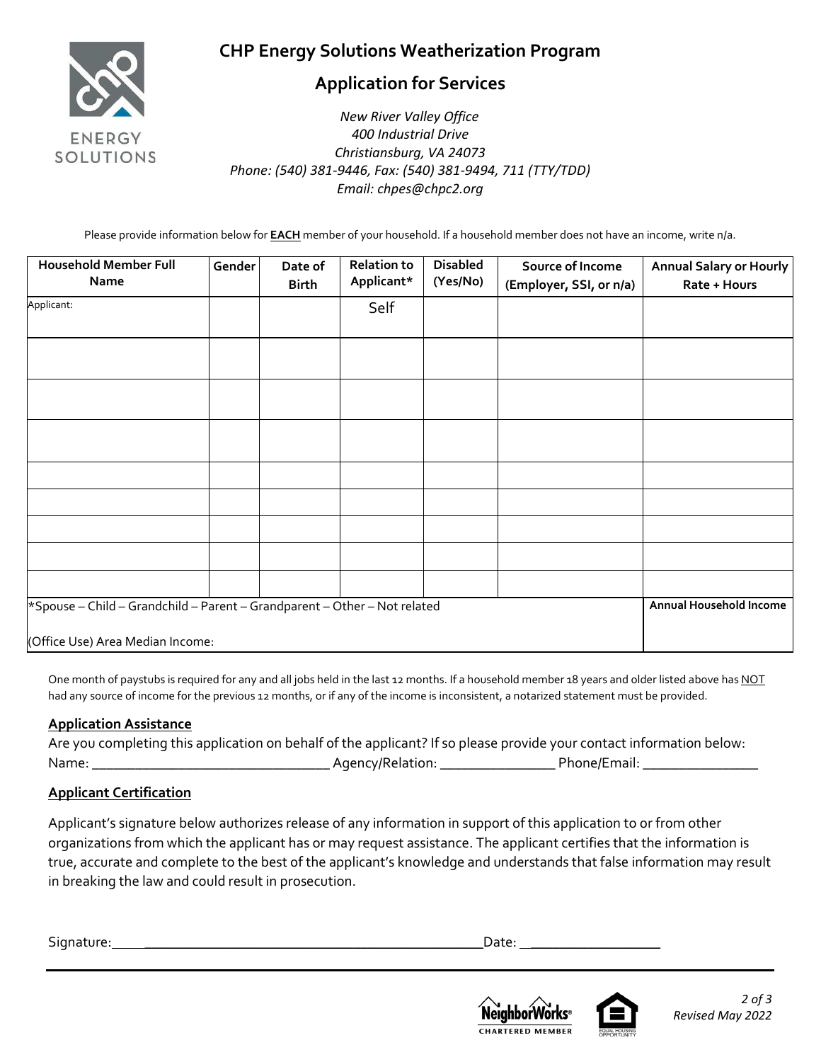# CHP Energy Solutions Weatherization Program

## Application for Services

*New River Valley Office*
*400 Industrial Drive*
*Christiansburg, VA 24073*
*Phone: (540) 381-9446, Fax: (540) 381-9494, 711 (TTY/TDD)*
*Email: chpes@chpc2.org*

Please provide information below for **EACH** member of your household. If a household member does not have an income, write n/a.

| Household Member Full Name | Gender | Date of Birth | Relation to Applicant* | Disabled (Yes/No) | Source of Income (Employer, SSI, or n/a) | Annual Salary or Hourly Rate + Hours |
|---|---|---|---|---|---|---|
| Applicant: | | | Self | | | |
| | | | | | | |
| | | | | | | |
| | | | | | | |
| | | | | | | |
| | | | | | | |
| | | | | | | |
| | | | | | | |
| | | | | | | |
| *Spouse – Child – Grandchild – Parent – Grandparent – Other – Not related | | | | | | **Annual Household Income** |
| (Office Use) Area Median Income: | | | | | | |

One month of paystubs is required for any and all jobs held in the last 12 months. If a household member 18 years and older listed above has NOT had any source of income for the previous 12 months, or if any of the income is inconsistent, a notarized statement must be provided.

### Application Assistance

Are you completing this application on behalf of the applicant? If so please provide your contact information below:

Name: ________________________________ Agency/Relation: _______________ Phone/Email: _______________

### Applicant Certification

Applicant's signature below authorizes release of any information in support of this application to or from other organizations from which the applicant has or may request assistance. The applicant certifies that the information is true, accurate and complete to the best of the applicant's knowledge and understands that false information may result in breaking the law and could result in prosecution.

Signature: ______________________________________________ Date: __________________

NeighborWorks CHARTERED MEMBER

EQUAL HOUSING OPPORTUNITY

*Revised May 2022*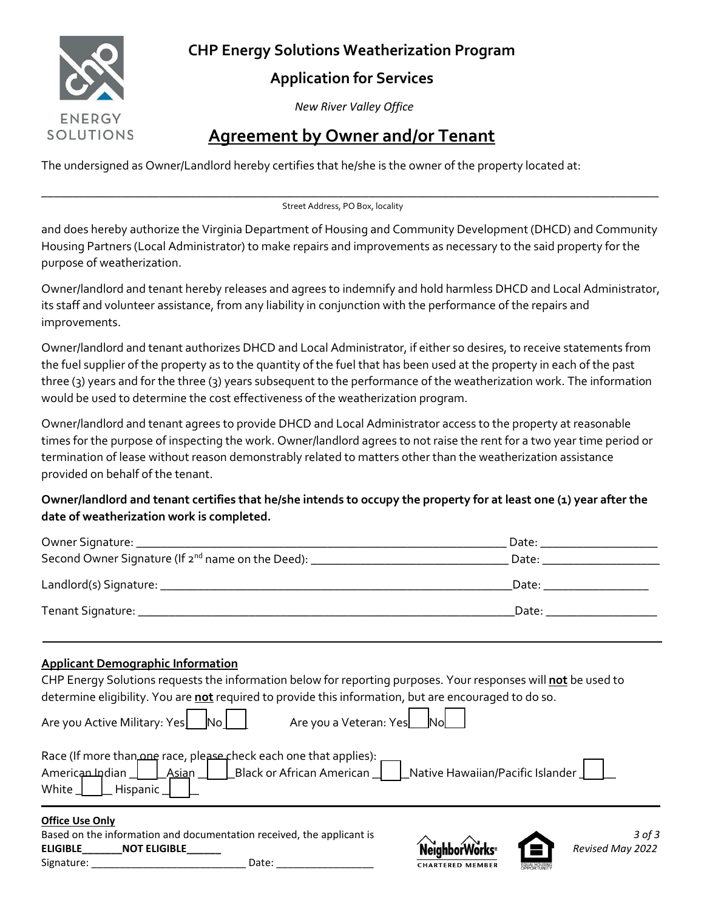# CHP Energy Solutions Weatherization Program

## Application for Services

*New River Valley Office*

## Agreement by Owner and/or Tenant

The undersigned as Owner/Landlord hereby certifies that he/she is the owner of the property located at:

_______________________________________________________________________________________________

Street Address, PO Box, locality

and does hereby authorize the Virginia Department of Housing and Community Development (DHCD) and Community Housing Partners (Local Administrator) to make repairs and improvements as necessary to the said property for the purpose of weatherization.

Owner/landlord and tenant hereby releases and agrees to indemnify and hold harmless DHCD and Local Administrator, its staff and volunteer assistance, from any liability in conjunction with the performance of the repairs and improvements.

Owner/landlord and tenant authorizes DHCD and Local Administrator, if either so desires, to receive statements from the fuel supplier of the property as to the quantity of the fuel that has been used at the property in each of the past three (3) years and for the three (3) years subsequent to the performance of the weatherization work. The information would be used to determine the cost effectiveness of the weatherization program.

Owner/landlord and tenant agrees to provide DHCD and Local Administrator access to the property at reasonable times for the purpose of inspecting the work. Owner/landlord agrees to not raise the rent for a two year time period or termination of lease without reason demonstrably related to matters other than the weatherization assistance provided on behalf of the tenant.

**Owner/landlord and tenant certifies that he/she intends to occupy the property for at least one (1) year after the date of weatherization work is completed.**

Owner Signature: ______________________________________________ Date: ________________

Second Owner Signature (If 2nd name on the Deed): __________________________ Date: ________________

Landlord(s) Signature: __________________________________________ Date: ________________

Tenant Signature: ______________________________________________ Date: ________________

---

**Applicant Demographic Information**

CHP Energy Solutions requests the information below for reporting purposes. Your responses will **not** be used to determine eligibility. You are **not** required to provide this information, but are encouraged to do so.

Are you Active Military: Yes ☐ No ☐ Are you a Veteran: Yes ☐ No ☐

Race (If more than one race, please check each one that applies):

American Indian ☐ Asian ☐ Black or African American ☐ Native Hawaiian/Pacific Islander ☐

White ☐ Hispanic ☐

---

**Office Use Only**

Based on the information and documentation received, the applicant is

**ELIGIBLE**_______ **NOT ELIGIBLE**______

Signature: ___________________________ Date: ________________

Revised May 2022